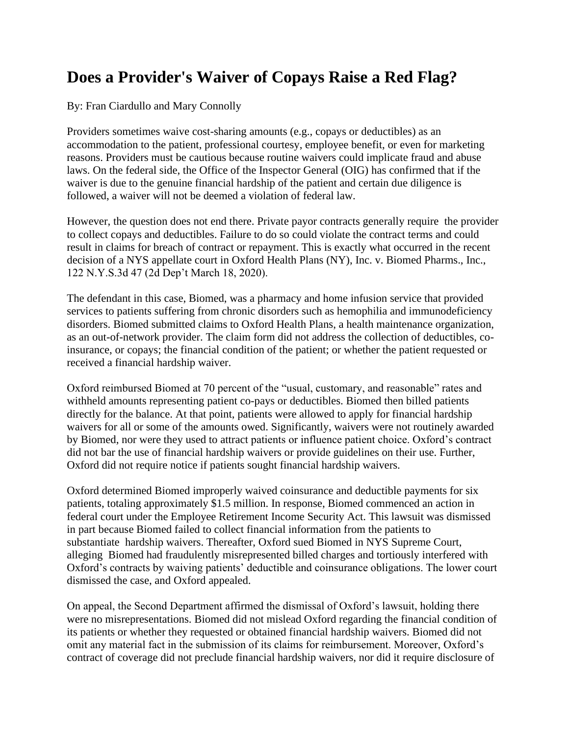# Does a Provider's Waiver of Copays Raise a Red Flag?

By: Fran Ciardullo and Mary Connolly

Providers sometimes waive cost-sharing amounts (e.g., copays or deductibles) as an accommodation to the patient, professional courtesy, employee benefit, or even for marketing reasons. Providers must be cautious because routine waivers could implicate fraud and abuse laws. On the federal side, the Office of the Inspector General (OIG) has confirmed that if the waiver is due to the genuine financial hardship of the patient and certain due diligence is followed, a waiver will not be deemed a violation of federal law.

However, the question does not end there. Private payor contracts generally require the provider to collect copays and deductibles. Failure to do so could violate the contract terms and could result in claims for breach of contract or repayment. This is exactly what occurred in the recent decision of a NYS appellate court in Oxford Health Plans (NY), Inc. v. Biomed Pharms., Inc., 122 N.Y.S.3d 47 (2d Dep't March 18, 2020).

The defendant in this case, Biomed, was a pharmacy and home infusion service that provided services to patients suffering from chronic disorders such as hemophilia and immunodeficiency disorders. Biomed submitted claims to Oxford Health Plans, a health maintenance organization, as an out-of-network provider. The claim form did not address the collection of deductibles, co-insurance, or copays; the financial condition of the patient; or whether the patient requested or received a financial hardship waiver.

Oxford reimbursed Biomed at 70 percent of the "usual, customary, and reasonable" rates and withheld amounts representing patient co-pays or deductibles. Biomed then billed patients directly for the balance. At that point, patients were allowed to apply for financial hardship waivers for all or some of the amounts owed. Significantly, waivers were not routinely awarded by Biomed, nor were they used to attract patients or influence patient choice. Oxford's contract did not bar the use of financial hardship waivers or provide guidelines on their use. Further, Oxford did not require notice if patients sought financial hardship waivers.

Oxford determined Biomed improperly waived coinsurance and deductible payments for six patients, totaling approximately $1.5 million. In response, Biomed commenced an action in federal court under the Employee Retirement Income Security Act. This lawsuit was dismissed in part because Biomed failed to collect financial information from the patients to substantiate hardship waivers. Thereafter, Oxford sued Biomed in NYS Supreme Court, alleging Biomed had fraudulently misrepresented billed charges and tortiously interfered with Oxford's contracts by waiving patients' deductible and coinsurance obligations. The lower court dismissed the case, and Oxford appealed.

On appeal, the Second Department affirmed the dismissal of Oxford's lawsuit, holding there were no misrepresentations. Biomed did not mislead Oxford regarding the financial condition of its patients or whether they requested or obtained financial hardship waivers. Biomed did not omit any material fact in the submission of its claims for reimbursement. Moreover, Oxford's contract of coverage did not preclude financial hardship waivers, nor did it require disclosure of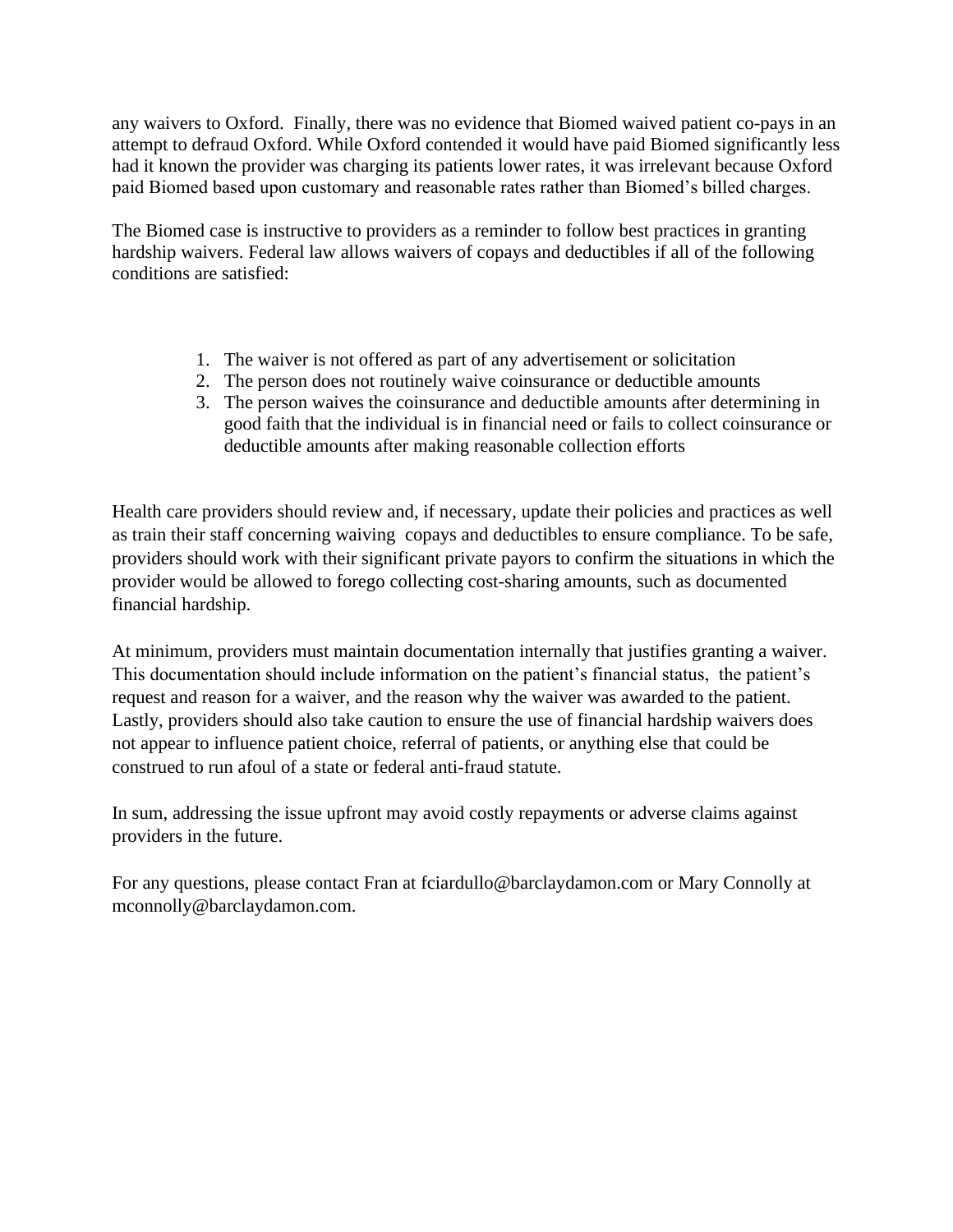any waivers to Oxford. Finally, there was no evidence that Biomed waived patient co-pays in an attempt to defraud Oxford. While Oxford contended it would have paid Biomed significantly less had it known the provider was charging its patients lower rates, it was irrelevant because Oxford paid Biomed based upon customary and reasonable rates rather than Biomed's billed charges.

The Biomed case is instructive to providers as a reminder to follow best practices in granting hardship waivers. Federal law allows waivers of copays and deductibles if all of the following conditions are satisfied:

1. The waiver is not offered as part of any advertisement or solicitation
2. The person does not routinely waive coinsurance or deductible amounts
3. The person waives the coinsurance and deductible amounts after determining in good faith that the individual is in financial need or fails to collect coinsurance or deductible amounts after making reasonable collection efforts

Health care providers should review and, if necessary, update their policies and practices as well as train their staff concerning waiving copays and deductibles to ensure compliance. To be safe, providers should work with their significant private payors to confirm the situations in which the provider would be allowed to forego collecting cost-sharing amounts, such as documented financial hardship.

At minimum, providers must maintain documentation internally that justifies granting a waiver. This documentation should include information on the patient's financial status, the patient's request and reason for a waiver, and the reason why the waiver was awarded to the patient. Lastly, providers should also take caution to ensure the use of financial hardship waivers does not appear to influence patient choice, referral of patients, or anything else that could be construed to run afoul of a state or federal anti-fraud statute.

In sum, addressing the issue upfront may avoid costly repayments or adverse claims against providers in the future.

For any questions, please contact Fran at fciardullo@barclaydamon.com or Mary Connolly at mconnolly@barclaydamon.com.